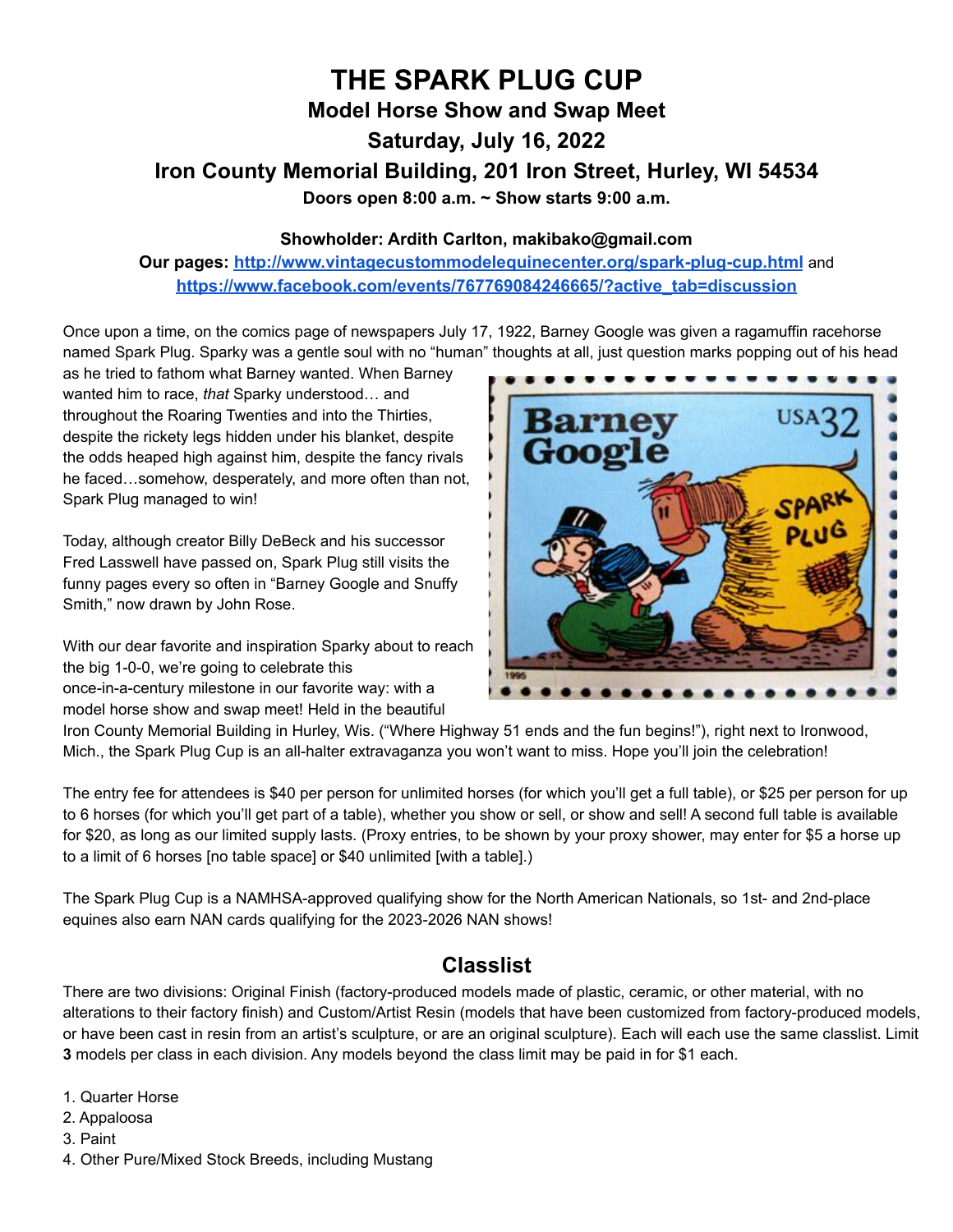# THE SPARK PLUG CUP

## Model Horse Show and Swap Meet

## Saturday, July 16, 2022

## Iron County Memorial Building, 201 Iron Street, Hurley, WI 54534

**Doors open 8:00 a.m. ~ Show starts 9:00 a.m.**

**Showholder: Ardith Carlton, makibako@gmail.com**

**Our pages: http://www.vintagecustommodelequinecenter.org/spark-plug-cup.html** and **https://www.facebook.com/events/767769084246665/?active_tab=discussion**

Once upon a time, on the comics page of newspapers July 17, 1922, Barney Google was given a ragamuffin racehorse named Spark Plug. Sparky was a gentle soul with no "human" thoughts at all, just question marks popping out of his head as he tried to fathom what Barney wanted. When Barney wanted him to race, *that* Sparky understood… and throughout the Roaring Twenties and into the Thirties, despite the rickety legs hidden under his blanket, despite the odds heaped high against him, despite the fancy rivals he faced…somehow, desperately, and more often than not, Spark Plug managed to win!

Today, although creator Billy DeBeck and his successor Fred Lasswell have passed on, Spark Plug still visits the funny pages every so often in "Barney Google and Snuffy Smith," now drawn by John Rose.

With our dear favorite and inspiration Sparky about to reach the big 1-0-0, we're going to celebrate this once-in-a-century milestone in our favorite way: with a model horse show and swap meet! Held in the beautiful Iron County Memorial Building in Hurley, Wis. ("Where Highway 51 ends and the fun begins!"), right next to Ironwood, Mich., the Spark Plug Cup is an all-halter extravaganza you won't want to miss. Hope you'll join the celebration!

The entry fee for attendees is $40 per person for unlimited horses (for which you'll get a full table), or $25 per person for up to 6 horses (for which you'll get part of a table), whether you show or sell, or show and sell! A second full table is available for $20, as long as our limited supply lasts. (Proxy entries, to be shown by your proxy shower, may enter for $5 a horse up to a limit of 6 horses [no table space] or $40 unlimited [with a table].)

The Spark Plug Cup is a NAMHSA-approved qualifying show for the North American Nationals, so 1st- and 2nd-place equines also earn NAN cards qualifying for the 2023-2026 NAN shows!

## Classlist

There are two divisions: Original Finish (factory-produced models made of plastic, ceramic, or other material, with no alterations to their factory finish) and Custom/Artist Resin (models that have been customized from factory-produced models, or have been cast in resin from an artist's sculpture, or are an original sculpture). Each will each use the same classlist. Limit **3** models per class in each division. Any models beyond the class limit may be paid in for $1 each.

1. Quarter Horse
2. Appaloosa
3. Paint
4. Other Pure/Mixed Stock Breeds, including Mustang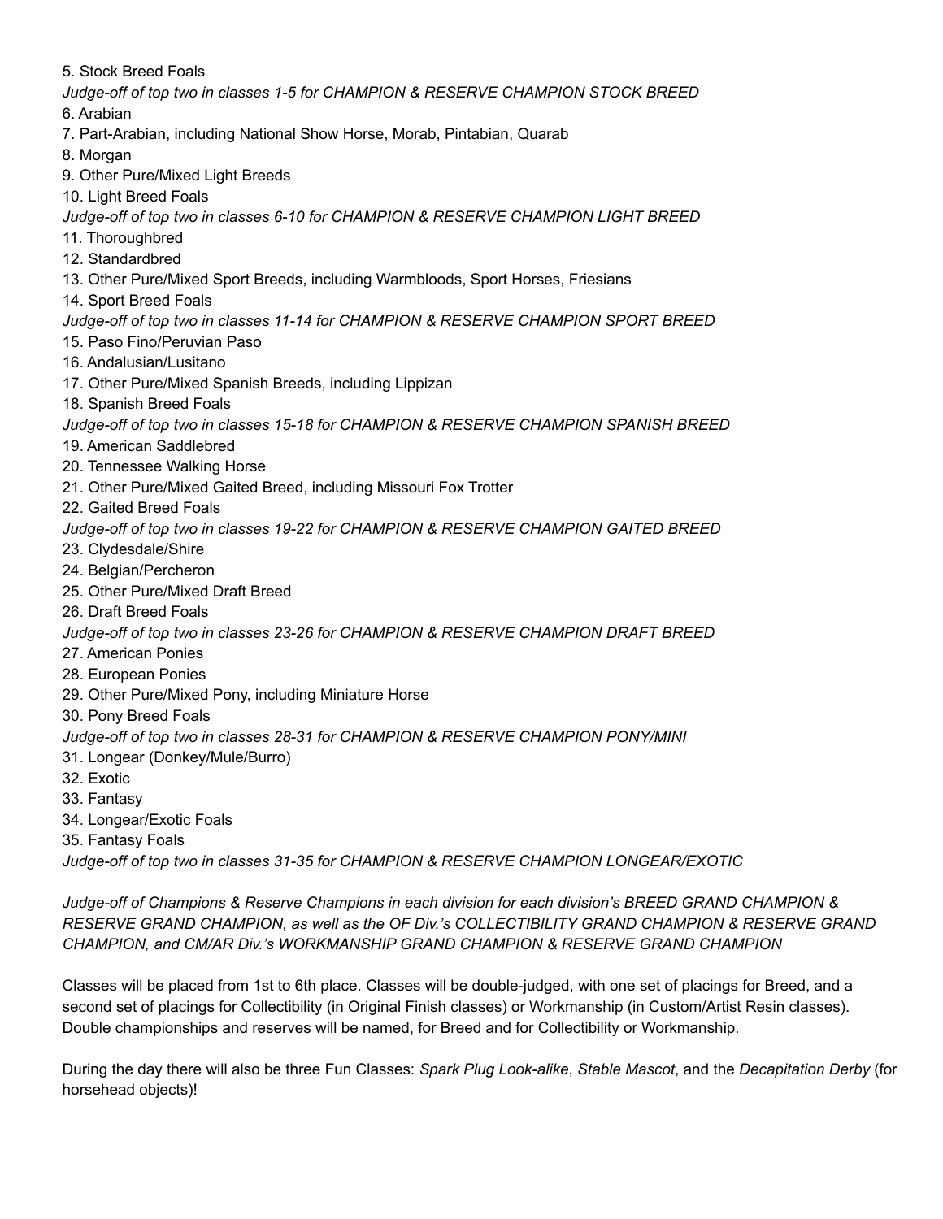5. Stock Breed Foals

*Judge-off of top two in classes 1-5 for CHAMPION & RESERVE CHAMPION STOCK BREED*

6. Arabian
7. Part-Arabian, including National Show Horse, Morab, Pintabian, Quarab
8. Morgan
9. Other Pure/Mixed Light Breeds
10. Light Breed Foals

*Judge-off of top two in classes 6-10 for CHAMPION & RESERVE CHAMPION LIGHT BREED*

11. Thoroughbred
12. Standardbred
13. Other Pure/Mixed Sport Breeds, including Warmbloods, Sport Horses, Friesians
14. Sport Breed Foals

*Judge-off of top two in classes 11-14 for CHAMPION & RESERVE CHAMPION SPORT BREED*

15. Paso Fino/Peruvian Paso
16. Andalusian/Lusitano
17. Other Pure/Mixed Spanish Breeds, including Lippizan
18. Spanish Breed Foals

*Judge-off of top two in classes 15-18 for CHAMPION & RESERVE CHAMPION SPANISH BREED*

19. American Saddlebred
20. Tennessee Walking Horse
21. Other Pure/Mixed Gaited Breed, including Missouri Fox Trotter
22. Gaited Breed Foals

*Judge-off of top two in classes 19-22 for CHAMPION & RESERVE CHAMPION GAITED BREED*

23. Clydesdale/Shire
24. Belgian/Percheron
25. Other Pure/Mixed Draft Breed
26. Draft Breed Foals

*Judge-off of top two in classes 23-26 for CHAMPION & RESERVE CHAMPION DRAFT BREED*

27. American Ponies
28. European Ponies
29. Other Pure/Mixed Pony, including Miniature Horse
30. Pony Breed Foals

*Judge-off of top two in classes 28-31 for CHAMPION & RESERVE CHAMPION PONY/MINI*

31. Longear (Donkey/Mule/Burro)
32. Exotic
33. Fantasy
34. Longear/Exotic Foals
35. Fantasy Foals

*Judge-off of top two in classes 31-35 for CHAMPION & RESERVE CHAMPION LONGEAR/EXOTIC*

*Judge-off of Champions & Reserve Champions in each division for each division's BREED GRAND CHAMPION & RESERVE GRAND CHAMPION, as well as the OF Div.'s COLLECTIBILITY GRAND CHAMPION & RESERVE GRAND CHAMPION, and CM/AR Div.'s WORKMANSHIP GRAND CHAMPION & RESERVE GRAND CHAMPION*

Classes will be placed from 1st to 6th place. Classes will be double-judged, with one set of placings for Breed, and a second set of placings for Collectibility (in Original Finish classes) or Workmanship (in Custom/Artist Resin classes). Double championships and reserves will be named, for Breed and for Collectibility or Workmanship.

During the day there will also be three Fun Classes: *Spark Plug Look-alike*, *Stable Mascot*, and the *Decapitation Derby* (for horsehead objects)!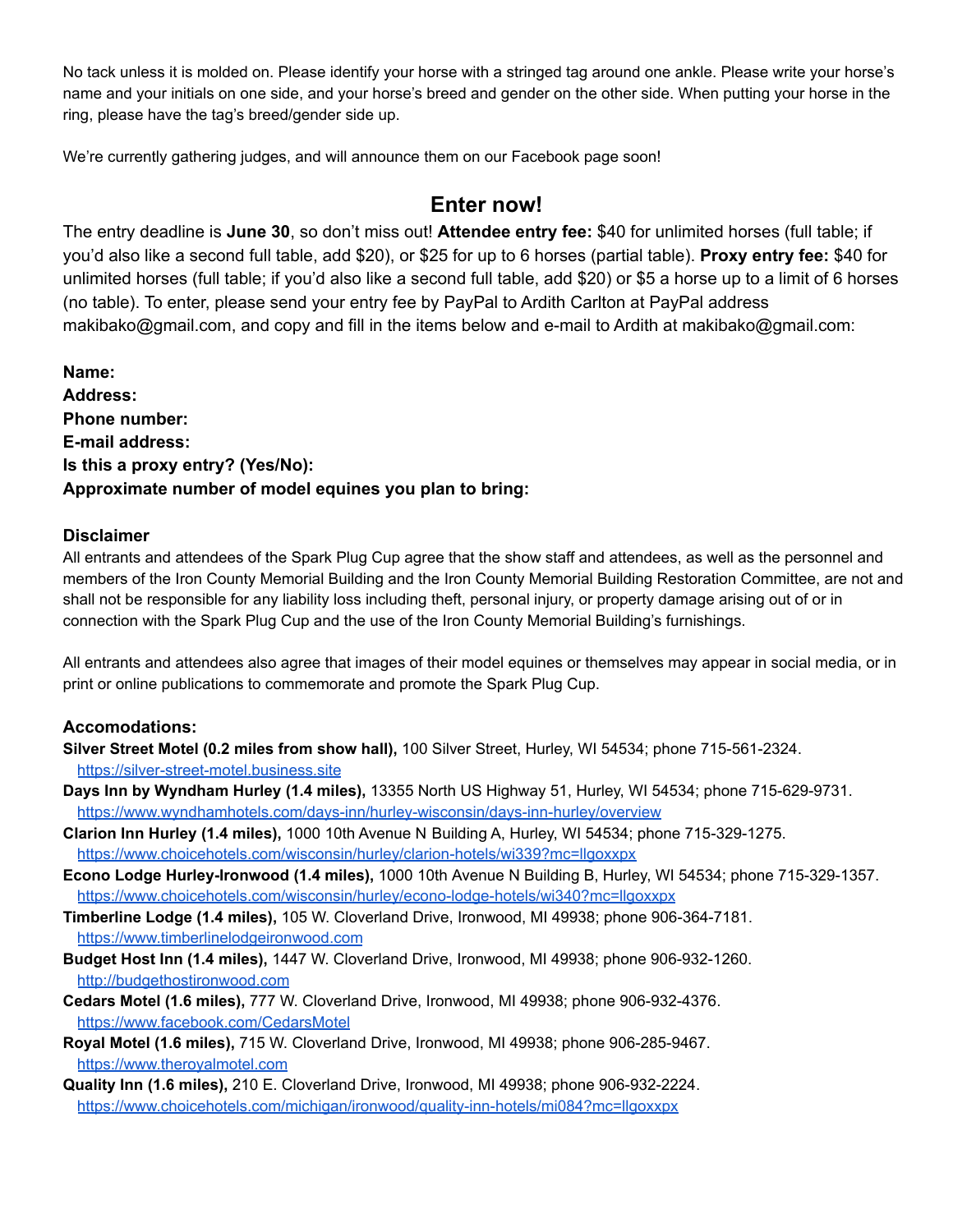No tack unless it is molded on. Please identify your horse with a stringed tag around one ankle. Please write your horse's name and your initials on one side, and your horse's breed and gender on the other side. When putting your horse in the ring, please have the tag's breed/gender side up.

We're currently gathering judges, and will announce them on our Facebook page soon!

## Enter now!

The entry deadline is **June 30**, so don't miss out! **Attendee entry fee:** $40 for unlimited horses (full table; if you'd also like a second full table, add $20), or $25 for up to 6 horses (partial table). **Proxy entry fee:** $40 for unlimited horses (full table; if you'd also like a second full table, add $20) or $5 a horse up to a limit of 6 horses (no table). To enter, please send your entry fee by PayPal to Ardith Carlton at PayPal address makibako@gmail.com, and copy and fill in the items below and e-mail to Ardith at makibako@gmail.com:

**Name:**
**Address:**
**Phone number:**
**E-mail address:**
**Is this a proxy entry? (Yes/No):**
**Approximate number of model equines you plan to bring:**

### Disclaimer

All entrants and attendees of the Spark Plug Cup agree that the show staff and attendees, as well as the personnel and members of the Iron County Memorial Building and the Iron County Memorial Building Restoration Committee, are not and shall not be responsible for any liability loss including theft, personal injury, or property damage arising out of or in connection with the Spark Plug Cup and the use of the Iron County Memorial Building's furnishings.

All entrants and attendees also agree that images of their model equines or themselves may appear in social media, or in print or online publications to commemorate and promote the Spark Plug Cup.

### Accomodations:

**Silver Street Motel (0.2 miles from show hall),** 100 Silver Street, Hurley, WI 54534; phone 715-561-2324.
https://silver-street-motel.business.site

**Days Inn by Wyndham Hurley (1.4 miles),** 13355 North US Highway 51, Hurley, WI 54534; phone 715-629-9731.
https://www.wyndhamhotels.com/days-inn/hurley-wisconsin/days-inn-hurley/overview

**Clarion Inn Hurley (1.4 miles),** 1000 10th Avenue N Building A, Hurley, WI 54534; phone 715-329-1275.
https://www.choicehotels.com/wisconsin/hurley/clarion-hotels/wi339?mc=llgoxxpx

**Econo Lodge Hurley-Ironwood (1.4 miles),** 1000 10th Avenue N Building B, Hurley, WI 54534; phone 715-329-1357.
https://www.choicehotels.com/wisconsin/hurley/econo-lodge-hotels/wi340?mc=llgoxxpx

**Timberline Lodge (1.4 miles),** 105 W. Cloverland Drive, Ironwood, MI 49938; phone 906-364-7181.
https://www.timberlinelodgeironwood.com

**Budget Host Inn (1.4 miles),** 1447 W. Cloverland Drive, Ironwood, MI 49938; phone 906-932-1260.
http://budgethostironwood.com

**Cedars Motel (1.6 miles),** 777 W. Cloverland Drive, Ironwood, MI 49938; phone 906-932-4376.
https://www.facebook.com/CedarsMotel

**Royal Motel (1.6 miles),** 715 W. Cloverland Drive, Ironwood, MI 49938; phone 906-285-9467.
https://www.theroyalmotel.com

**Quality Inn (1.6 miles),** 210 E. Cloverland Drive, Ironwood, MI 49938; phone 906-932-2224.
https://www.choicehotels.com/michigan/ironwood/quality-inn-hotels/mi084?mc=llgoxxpx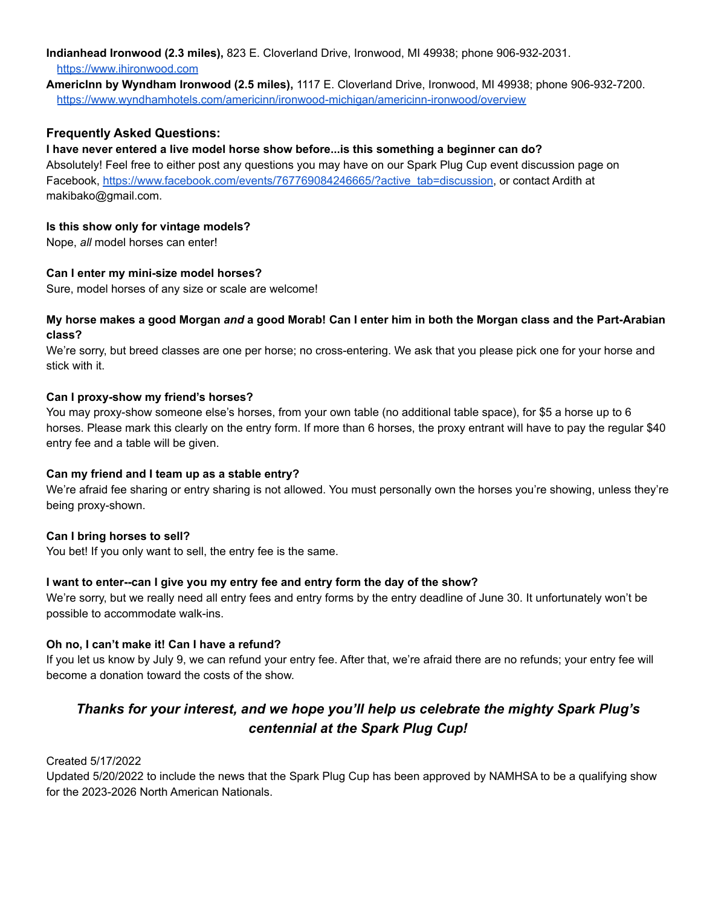**Indianhead Ironwood (2.3 miles),** 823 E. Cloverland Drive, Ironwood, MI 49938; phone 906-932-2031. https://www.ihironwood.com

**AmericInn by Wyndham Ironwood (2.5 miles),** 1117 E. Cloverland Drive, Ironwood, MI 49938; phone 906-932-7200. https://www.wyndhamhotels.com/americinn/ironwood-michigan/americinn-ironwood/overview

### Frequently Asked Questions:

**I have never entered a live model horse show before...is this something a beginner can do?**

Absolutely! Feel free to either post any questions you may have on our Spark Plug Cup event discussion page on Facebook, https://www.facebook.com/events/767769084246665/?active_tab=discussion, or contact Ardith at makibako@gmail.com.

**Is this show only for vintage models?**

Nope, *all* model horses can enter!

**Can I enter my mini-size model horses?**

Sure, model horses of any size or scale are welcome!

**My horse makes a good Morgan *and* a good Morab! Can I enter him in both the Morgan class and the Part-Arabian class?**

We're sorry, but breed classes are one per horse; no cross-entering. We ask that you please pick one for your horse and stick with it.

**Can I proxy-show my friend's horses?**

You may proxy-show someone else's horses, from your own table (no additional table space), for $5 a horse up to 6 horses. Please mark this clearly on the entry form. If more than 6 horses, the proxy entrant will have to pay the regular $40 entry fee and a table will be given.

**Can my friend and I team up as a stable entry?**

We're afraid fee sharing or entry sharing is not allowed. You must personally own the horses you're showing, unless they're being proxy-shown.

**Can I bring horses to sell?**

You bet! If you only want to sell, the entry fee is the same.

**I want to enter--can I give you my entry fee and entry form the day of the show?**

We're sorry, but we really need all entry fees and entry forms by the entry deadline of June 30. It unfortunately won't be possible to accommodate walk-ins.

**Oh no, I can't make it! Can I have a refund?**

If you let us know by July 9, we can refund your entry fee. After that, we're afraid there are no refunds; your entry fee will become a donation toward the costs of the show.

***Thanks for your interest, and we hope you'll help us celebrate the mighty Spark Plug's centennial at the Spark Plug Cup!***

Created 5/17/2022

Updated 5/20/2022 to include the news that the Spark Plug Cup has been approved by NAMHSA to be a qualifying show for the 2023-2026 North American Nationals.